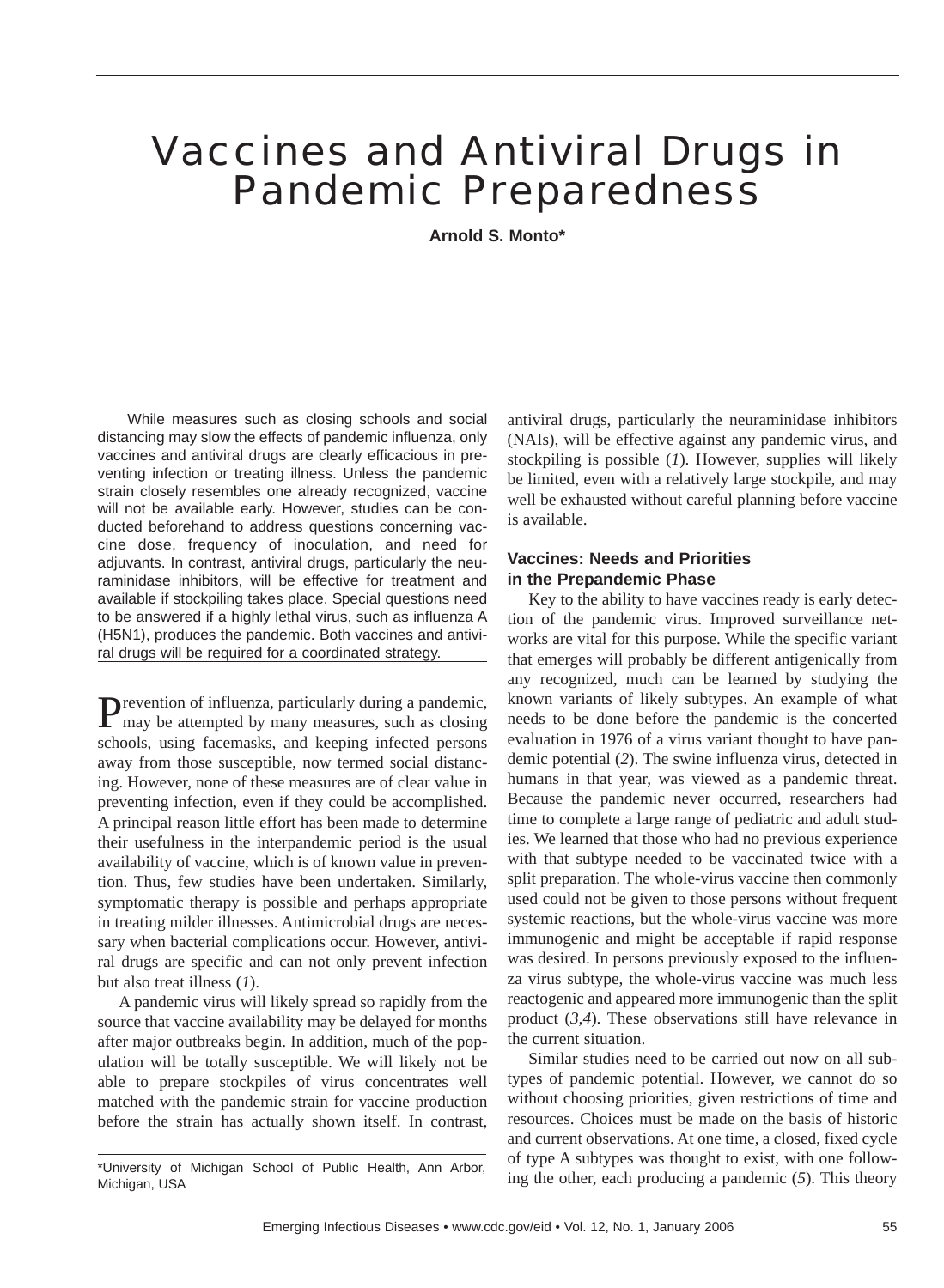# Vaccines and Antiviral Drugs in Pandemic Preparedness

**Arnold S. Monto***

While measures such as closing schools and social distancing may slow the effects of pandemic influenza, only vaccines and antiviral drugs are clearly efficacious in preventing infection or treating illness. Unless the pandemic strain closely resembles one already recognized, vaccine will not be available early. However, studies can be conducted beforehand to address questions concerning vaccine dose, frequency of inoculation, and need for adjuvants. In contrast, antiviral drugs, particularly the neuraminidase inhibitors, will be effective for treatment and available if stockpiling takes place. Special questions need to be answered if a highly lethal virus, such as influenza A (H5N1), produces the pandemic. Both vaccines and antiviral drugs will be required for a coordinated strategy.

Prevention of influenza, particularly during a pandemic, may be attempted by many measures, such as closing schools, using facemasks, and keeping infected persons away from those susceptible, now termed social distancing. However, none of these measures are of clear value in preventing infection, even if they could be accomplished. A principal reason little effort has been made to determine their usefulness in the interpandemic period is the usual availability of vaccine, which is of known value in prevention. Thus, few studies have been undertaken. Similarly, symptomatic therapy is possible and perhaps appropriate in treating milder illnesses. Antimicrobial drugs are necessary when bacterial complications occur. However, antiviral drugs are specific and can not only prevent infection but also treat illness (*1*).

A pandemic virus will likely spread so rapidly from the source that vaccine availability may be delayed for months after major outbreaks begin. In addition, much of the population will be totally susceptible. We will likely not be able to prepare stockpiles of virus concentrates well matched with the pandemic strain for vaccine production before the strain has actually shown itself. In contrast, antiviral drugs, particularly the neuraminidase inhibitors (NAIs), will be effective against any pandemic virus, and stockpiling is possible (*1*). However, supplies will likely be limited, even with a relatively large stockpile, and may well be exhausted without careful planning before vaccine is available.

*University of Michigan School of Public Health, Ann Arbor, Michigan, USA

## Vaccines: Needs and Priorities in the Prepandemic Phase

Key to the ability to have vaccines ready is early detection of the pandemic virus. Improved surveillance networks are vital for this purpose. While the specific variant that emerges will probably be different antigenically from any recognized, much can be learned by studying the known variants of likely subtypes. An example of what needs to be done before the pandemic is the concerted evaluation in 1976 of a virus variant thought to have pandemic potential (*2*). The swine influenza virus, detected in humans in that year, was viewed as a pandemic threat. Because the pandemic never occurred, researchers had time to complete a large range of pediatric and adult studies. We learned that those who had no previous experience with that subtype needed to be vaccinated twice with a split preparation. The whole-virus vaccine then commonly used could not be given to those persons without frequent systemic reactions, but the whole-virus vaccine was more immunogenic and might be acceptable if rapid response was desired. In persons previously exposed to the influenza virus subtype, the whole-virus vaccine was much less reactogenic and appeared more immunogenic than the split product (*3,4*). These observations still have relevance in the current situation.

Similar studies need to be carried out now on all subtypes of pandemic potential. However, we cannot do so without choosing priorities, given restrictions of time and resources. Choices must be made on the basis of historic and current observations. At one time, a closed, fixed cycle of type A subtypes was thought to exist, with one following the other, each producing a pandemic (*5*). This theory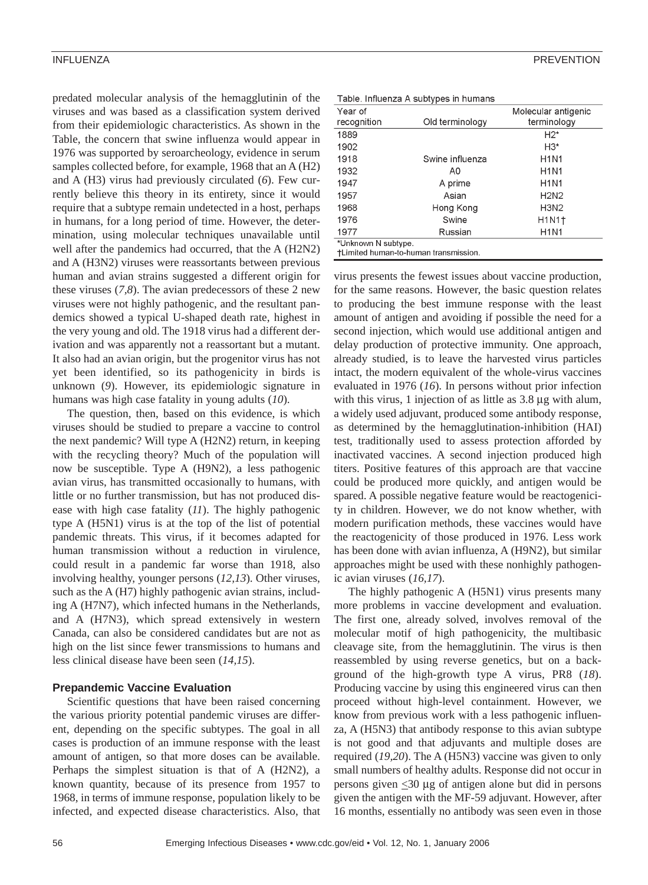predated molecular analysis of the hemagglutinin of the viruses and was based as a classification system derived from their epidemiologic characteristics. As shown in the Table, the concern that swine influenza would appear in 1976 was supported by seroarcheology, evidence in serum samples collected before, for example, 1968 that an A (H2) and A (H3) virus had previously circulated (*6*). Few currently believe this theory in its entirety, since it would require that a subtype remain undetected in a host, perhaps in humans, for a long period of time. However, the determination, using molecular techniques unavailable until well after the pandemics had occurred, that the A (H2N2) and A (H3N2) viruses were reassortants between previous human and avian strains suggested a different origin for these viruses (*7,8*). The avian predecessors of these 2 new viruses were not highly pathogenic, and the resultant pandemics showed a typical U-shaped death rate, highest in the very young and old. The 1918 virus had a different derivation and was apparently not a reassortant but a mutant. It also had an avian origin, but the progenitor virus has not yet been identified, so its pathogenicity in birds is unknown (*9*). However, its epidemiologic signature in humans was high case fatality in young adults (*10*).

The question, then, based on this evidence, is which viruses should be studied to prepare a vaccine to control the next pandemic? Will type A (H2N2) return, in keeping with the recycling theory? Much of the population will now be susceptible. Type A (H9N2), a less pathogenic avian virus, has transmitted occasionally to humans, with little or no further transmission, but has not produced disease with high case fatality (*11*). The highly pathogenic type A (H5N1) virus is at the top of the list of potential pandemic threats. This virus, if it becomes adapted for human transmission without a reduction in virulence, could result in a pandemic far worse than 1918, also involving healthy, younger persons (*12,13*). Other viruses, such as the A (H7) highly pathogenic avian strains, including A (H7N7), which infected humans in the Netherlands, and A (H7N3), which spread extensively in western Canada, can also be considered candidates but are not as high on the list since fewer transmissions to humans and less clinical disease have been seen (*14,15*).

Table. Influenza A subtypes in humans

| Year of recognition | Old terminology | Molecular antigenic terminology |
|---|---|---|
| 1889 | | H2* |
| 1902 | | H3* |
| 1918 | Swine influenza | H1N1 |
| 1932 | A0 | H1N1 |
| 1947 | A prime | H1N1 |
| 1957 | Asian | H2N2 |
| 1968 | Hong Kong | H3N2 |
| 1976 | Swine | H1N1† |
| 1977 | Russian | H1N1 |

*Unknown N subtype.
†Limited human-to-human transmission.

## Prepandemic Vaccine Evaluation

Scientific questions that have been raised concerning the various priority potential pandemic viruses are different, depending on the specific subtypes. The goal in all cases is production of an immune response with the least amount of antigen, so that more doses can be available. Perhaps the simplest situation is that of A (H2N2), a known quantity, because of its presence from 1957 to 1968, in terms of immune response, population likely to be infected, and expected disease characteristics. Also, that virus presents the fewest issues about vaccine production, for the same reasons. However, the basic question relates to producing the best immune response with the least amount of antigen and avoiding if possible the need for a second injection, which would use additional antigen and delay production of protective immunity. One approach, already studied, is to leave the harvested virus particles intact, the modern equivalent of the whole-virus vaccines evaluated in 1976 (*16*). In persons without prior infection with this virus, 1 injection of as little as 3.8 μg with alum, a widely used adjuvant, produced some antibody response, as determined by the hemagglutination-inhibition (HAI) test, traditionally used to assess protection afforded by inactivated vaccines. A second injection produced high titers. Positive features of this approach are that vaccine could be produced more quickly, and antigen would be spared. A possible negative feature would be reactogenicity in children. However, we do not know whether, with modern purification methods, these vaccines would have the reactogenicity of those produced in 1976. Less work has been done with avian influenza, A (H9N2), but similar approaches might be used with these nonhighly pathogenic avian viruses (*16,17*).

The highly pathogenic A (H5N1) virus presents many more problems in vaccine development and evaluation. The first one, already solved, involves removal of the molecular motif of high pathogenicity, the multibasic cleavage site, from the hemagglutinin. The virus is then reassembled by using reverse genetics, but on a background of the high-growth type A virus, PR8 (*18*). Producing vaccine by using this engineered virus can then proceed without high-level containment. However, we know from previous work with a less pathogenic influenza, A (H5N3) that antibody response to this avian subtype is not good and that adjuvants and multiple doses are required (*19,20*). The A (H5N3) vaccine was given to only small numbers of healthy adults. Response did not occur in persons given ≤30 μg of antigen alone but did in persons given the antigen with the MF-59 adjuvant. However, after 16 months, essentially no antibody was seen even in those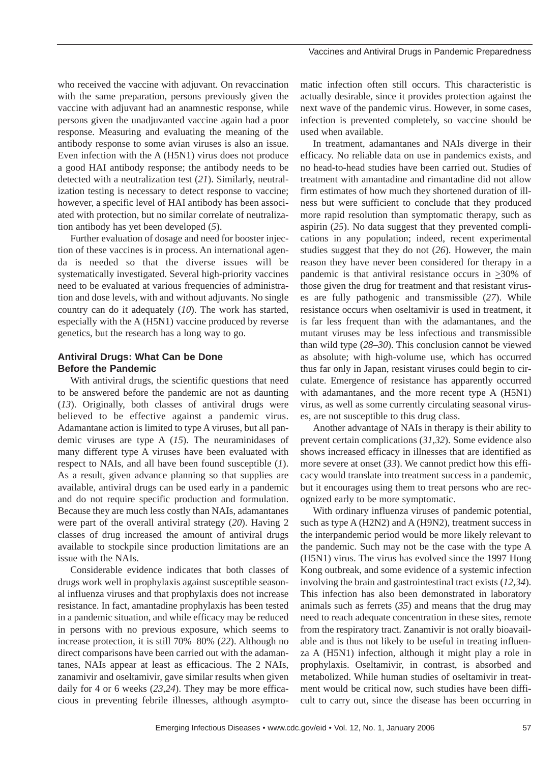who received the vaccine with adjuvant. On revaccination with the same preparation, persons previously given the vaccine with adjuvant had an anamnestic response, while persons given the unadjuvanted vaccine again had a poor response. Measuring and evaluating the meaning of the antibody response to some avian viruses is also an issue. Even infection with the A (H5N1) virus does not produce a good HAI antibody response; the antibody needs to be detected with a neutralization test (*21*). Similarly, neutralization testing is necessary to detect response to vaccine; however, a specific level of HAI antibody has been associated with protection, but no similar correlate of neutralization antibody has yet been developed (*5*).

Further evaluation of dosage and need for booster injection of these vaccines is in process. An international agenda is needed so that the diverse issues will be systematically investigated. Several high-priority vaccines need to be evaluated at various frequencies of administration and dose levels, with and without adjuvants. No single country can do it adequately (*10*). The work has started, especially with the A (H5N1) vaccine produced by reverse genetics, but the research has a long way to go.

## Antiviral Drugs: What Can be Done Before the Pandemic

With antiviral drugs, the scientific questions that need to be answered before the pandemic are not as daunting (*13*). Originally, both classes of antiviral drugs were believed to be effective against a pandemic virus. Adamantane action is limited to type A viruses, but all pandemic viruses are type A (*15*). The neuraminidases of many different type A viruses have been evaluated with respect to NAIs, and all have been found susceptible (*1*). As a result, given advance planning so that supplies are available, antiviral drugs can be used early in a pandemic and do not require specific production and formulation. Because they are much less costly than NAIs, adamantanes were part of the overall antiviral strategy (*20*). Having 2 classes of drug increased the amount of antiviral drugs available to stockpile since production limitations are an issue with the NAIs.

Considerable evidence indicates that both classes of drugs work well in prophylaxis against susceptible seasonal influenza viruses and that prophylaxis does not increase resistance. In fact, amantadine prophylaxis has been tested in a pandemic situation, and while efficacy may be reduced in persons with no previous exposure, which seems to increase protection, it is still 70%–80% (*22*). Although no direct comparisons have been carried out with the adamantanes, NAIs appear at least as efficacious. The 2 NAIs, zanamivir and oseltamivir, gave similar results when given daily for 4 or 6 weeks (*23,24*). They may be more efficacious in preventing febrile illnesses, although asymptomatic infection often still occurs. This characteristic is actually desirable, since it provides protection against the next wave of the pandemic virus. However, in some cases, infection is prevented completely, so vaccine should be used when available.

In treatment, adamantanes and NAIs diverge in their efficacy. No reliable data on use in pandemics exists, and no head-to-head studies have been carried out. Studies of treatment with amantadine and rimantadine did not allow firm estimates of how much they shortened duration of illness but were sufficient to conclude that they produced more rapid resolution than symptomatic therapy, such as aspirin (*25*). No data suggest that they prevented complications in any population; indeed, recent experimental studies suggest that they do not (*26*). However, the main reason they have never been considered for therapy in a pandemic is that antiviral resistance occurs in $\geq$30% of those given the drug for treatment and that resistant viruses are fully pathogenic and transmissible (*27*). While resistance occurs when oseltamivir is used in treatment, it is far less frequent than with the adamantanes, and the mutant viruses may be less infectious and transmissible than wild type (*28–30*). This conclusion cannot be viewed as absolute; with high-volume use, which has occurred thus far only in Japan, resistant viruses could begin to circulate. Emergence of resistance has apparently occurred with adamantanes, and the more recent type A (H5N1) virus, as well as some currently circulating seasonal viruses, are not susceptible to this drug class.

Another advantage of NAIs in therapy is their ability to prevent certain complications (*31,32*). Some evidence also shows increased efficacy in illnesses that are identified as more severe at onset (*33*). We cannot predict how this efficacy would translate into treatment success in a pandemic, but it encourages using them to treat persons who are recognized early to be more symptomatic.

With ordinary influenza viruses of pandemic potential, such as type A (H2N2) and A (H9N2), treatment success in the interpandemic period would be more likely relevant to the pandemic. Such may not be the case with the type A (H5N1) virus. The virus has evolved since the 1997 Hong Kong outbreak, and some evidence of a systemic infection involving the brain and gastrointestinal tract exists (*12,34*). This infection has also been demonstrated in laboratory animals such as ferrets (*35*) and means that the drug may need to reach adequate concentration in these sites, remote from the respiratory tract. Zanamivir is not orally bioavailable and is thus not likely to be useful in treating influenza A (H5N1) infection, although it might play a role in prophylaxis. Oseltamivir, in contrast, is absorbed and metabolized. While human studies of oseltamivir in treatment would be critical now, such studies have been difficult to carry out, since the disease has been occurring in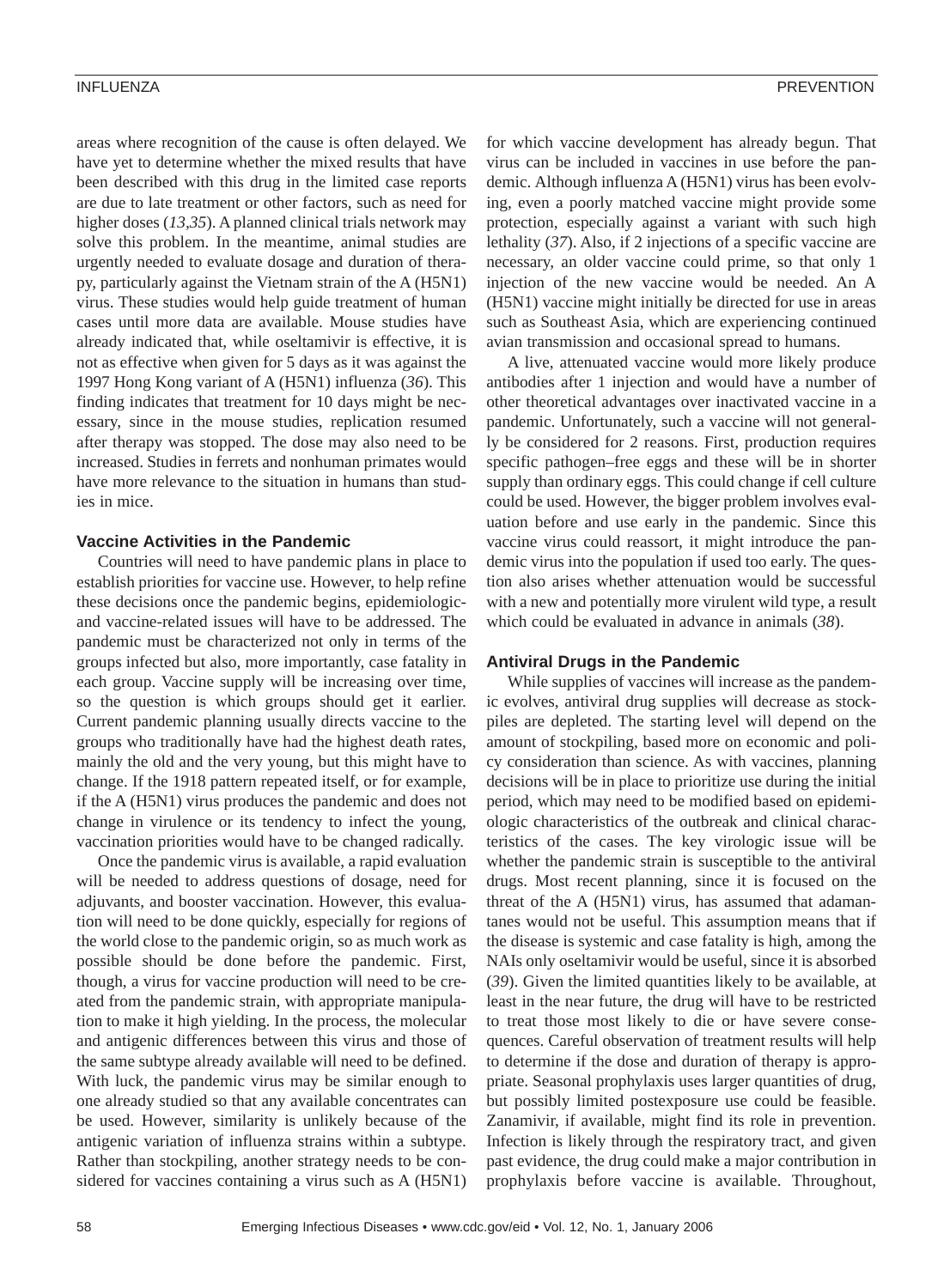areas where recognition of the cause is often delayed. We have yet to determine whether the mixed results that have been described with this drug in the limited case reports are due to late treatment or other factors, such as need for higher doses (*13,35*). A planned clinical trials network may solve this problem. In the meantime, animal studies are urgently needed to evaluate dosage and duration of therapy, particularly against the Vietnam strain of the A (H5N1) virus. These studies would help guide treatment of human cases until more data are available. Mouse studies have already indicated that, while oseltamivir is effective, it is not as effective when given for 5 days as it was against the 1997 Hong Kong variant of A (H5N1) influenza (*36*). This finding indicates that treatment for 10 days might be necessary, since in the mouse studies, replication resumed after therapy was stopped. The dose may also need to be increased. Studies in ferrets and nonhuman primates would have more relevance to the situation in humans than studies in mice.

## Vaccine Activities in the Pandemic

Countries will need to have pandemic plans in place to establish priorities for vaccine use. However, to help refine these decisions once the pandemic begins, epidemiologic- and vaccine-related issues will have to be addressed. The pandemic must be characterized not only in terms of the groups infected but also, more importantly, case fatality in each group. Vaccine supply will be increasing over time, so the question is which groups should get it earlier. Current pandemic planning usually directs vaccine to the groups who traditionally have had the highest death rates, mainly the old and the very young, but this might have to change. If the 1918 pattern repeated itself, or for example, if the A (H5N1) virus produces the pandemic and does not change in virulence or its tendency to infect the young, vaccination priorities would have to be changed radically.

Once the pandemic virus is available, a rapid evaluation will be needed to address questions of dosage, need for adjuvants, and booster vaccination. However, this evaluation will need to be done quickly, especially for regions of the world close to the pandemic origin, so as much work as possible should be done before the pandemic. First, though, a virus for vaccine production will need to be created from the pandemic strain, with appropriate manipulation to make it high yielding. In the process, the molecular and antigenic differences between this virus and those of the same subtype already available will need to be defined. With luck, the pandemic virus may be similar enough to one already studied so that any available concentrates can be used. However, similarity is unlikely because of the antigenic variation of influenza strains within a subtype. Rather than stockpiling, another strategy needs to be considered for vaccines containing a virus such as A (H5N1) for which vaccine development has already begun. That virus can be included in vaccines in use before the pandemic. Although influenza A (H5N1) virus has been evolving, even a poorly matched vaccine might provide some protection, especially against a variant with such high lethality (*37*). Also, if 2 injections of a specific vaccine are necessary, an older vaccine could prime, so that only 1 injection of the new vaccine would be needed. An A (H5N1) vaccine might initially be directed for use in areas such as Southeast Asia, which are experiencing continued avian transmission and occasional spread to humans.

A live, attenuated vaccine would more likely produce antibodies after 1 injection and would have a number of other theoretical advantages over inactivated vaccine in a pandemic. Unfortunately, such a vaccine will not generally be considered for 2 reasons. First, production requires specific pathogen–free eggs and these will be in shorter supply than ordinary eggs. This could change if cell culture could be used. However, the bigger problem involves evaluation before and use early in the pandemic. Since this vaccine virus could reassort, it might introduce the pandemic virus into the population if used too early. The question also arises whether attenuation would be successful with a new and potentially more virulent wild type, a result which could be evaluated in advance in animals (*38*).

## Antiviral Drugs in the Pandemic

While supplies of vaccines will increase as the pandemic evolves, antiviral drug supplies will decrease as stockpiles are depleted. The starting level will depend on the amount of stockpiling, based more on economic and policy consideration than science. As with vaccines, planning decisions will be in place to prioritize use during the initial period, which may need to be modified based on epidemiologic characteristics of the outbreak and clinical characteristics of the cases. The key virologic issue will be whether the pandemic strain is susceptible to the antiviral drugs. Most recent planning, since it is focused on the threat of the A (H5N1) virus, has assumed that adamantanes would not be useful. This assumption means that if the disease is systemic and case fatality is high, among the NAIs only oseltamivir would be useful, since it is absorbed (*39*). Given the limited quantities likely to be available, at least in the near future, the drug will have to be restricted to treat those most likely to die or have severe consequences. Careful observation of treatment results will help to determine if the dose and duration of therapy is appropriate. Seasonal prophylaxis uses larger quantities of drug, but possibly limited postexposure use could be feasible. Zanamivir, if available, might find its role in prevention. Infection is likely through the respiratory tract, and given past evidence, the drug could make a major contribution in prophylaxis before vaccine is available. Throughout,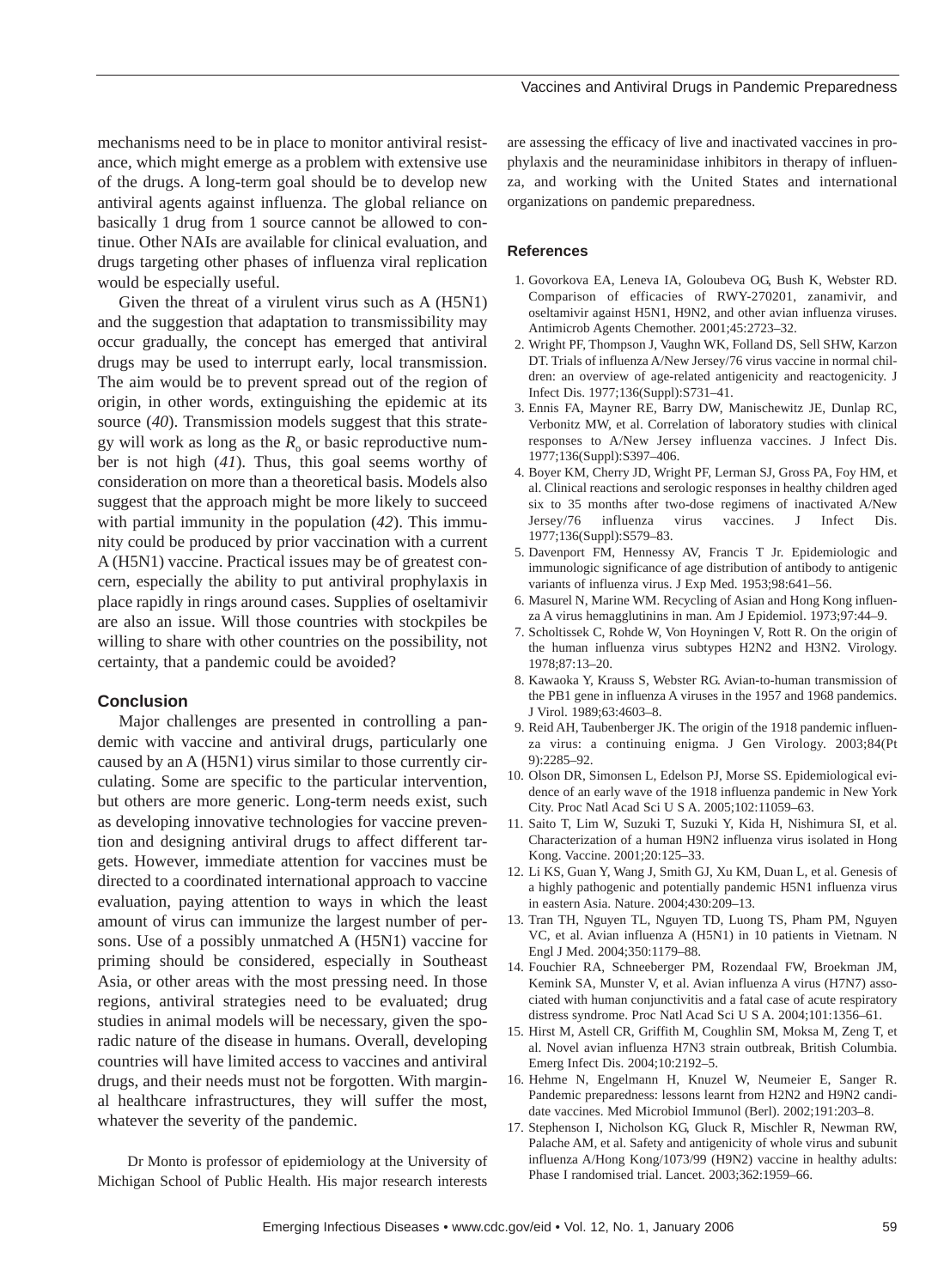mechanisms need to be in place to monitor antiviral resistance, which might emerge as a problem with extensive use of the drugs. A long-term goal should be to develop new antiviral agents against influenza. The global reliance on basically 1 drug from 1 source cannot be allowed to continue. Other NAIs are available for clinical evaluation, and drugs targeting other phases of influenza viral replication would be especially useful.

Given the threat of a virulent virus such as A (H5N1) and the suggestion that adaptation to transmissibility may occur gradually, the concept has emerged that antiviral drugs may be used to interrupt early, local transmission. The aim would be to prevent spread out of the region of origin, in other words, extinguishing the epidemic at its source (*40*). Transmission models suggest that this strategy will work as long as the $R_0$ or basic reproductive number is not high (*41*). Thus, this goal seems worthy of consideration on more than a theoretical basis. Models also suggest that the approach might be more likely to succeed with partial immunity in the population (*42*). This immunity could be produced by prior vaccination with a current A (H5N1) vaccine. Practical issues may be of greatest concern, especially the ability to put antiviral prophylaxis in place rapidly in rings around cases. Supplies of oseltamivir are also an issue. Will those countries with stockpiles be willing to share with other countries on the possibility, not certainty, that a pandemic could be avoided?

## Conclusion

Major challenges are presented in controlling a pandemic with vaccine and antiviral drugs, particularly one caused by an A (H5N1) virus similar to those currently circulating. Some are specific to the particular intervention, but others are more generic. Long-term needs exist, such as developing innovative technologies for vaccine prevention and designing antiviral drugs to affect different targets. However, immediate attention for vaccines must be directed to a coordinated international approach to vaccine evaluation, paying attention to ways in which the least amount of virus can immunize the largest number of persons. Use of a possibly unmatched A (H5N1) vaccine for priming should be considered, especially in Southeast Asia, or other areas with the most pressing need. In those regions, antiviral strategies need to be evaluated; drug studies in animal models will be necessary, given the sporadic nature of the disease in humans. Overall, developing countries will have limited access to vaccines and antiviral drugs, and their needs must not be forgotten. With marginal healthcare infrastructures, they will suffer the most, whatever the severity of the pandemic.

Dr Monto is professor of epidemiology at the University of Michigan School of Public Health. His major research interests are assessing the efficacy of live and inactivated vaccines in prophylaxis and the neuraminidase inhibitors in therapy of influenza, and working with the United States and international organizations on pandemic preparedness.

## References

1. Govorkova EA, Leneva IA, Goloubeva OG, Bush K, Webster RD. Comparison of efficacies of RWY-270201, zanamivir, and oseltamivir against H5N1, H9N2, and other avian influenza viruses. Antimicrob Agents Chemother. 2001;45:2723–32.
2. Wright PF, Thompson J, Vaughn WK, Folland DS, Sell SHW, Karzon DT. Trials of influenza A/New Jersey/76 virus vaccine in normal children: an overview of age-related antigenicity and reactogenicity. J Infect Dis. 1977;136(Suppl):S731–41.
3. Ennis FA, Mayner RE, Barry DW, Manischewitz JE, Dunlap RC, Verbonitz MW, et al. Correlation of laboratory studies with clinical responses to A/New Jersey influenza vaccines. J Infect Dis. 1977;136(Suppl):S397–406.
4. Boyer KM, Cherry JD, Wright PF, Lerman SJ, Gross PA, Foy HM, et al. Clinical reactions and serologic responses in healthy children aged six to 35 months after two-dose regimens of inactivated A/New Jersey/76 influenza virus vaccines. J Infect Dis. 1977;136(Suppl):S579–83.
5. Davenport FM, Hennessy AV, Francis T Jr. Epidemiologic and immunologic significance of age distribution of antibody to antigenic variants of influenza virus. J Exp Med. 1953;98:641–56.
6. Masurel N, Marine WM. Recycling of Asian and Hong Kong influenza A virus hemagglutinins in man. Am J Epidemiol. 1973;97:44–9.
7. Scholtissek C, Rohde W, Von Hoyningen V, Rott R. On the origin of the human influenza virus subtypes H2N2 and H3N2. Virology. 1978;87:13–20.
8. Kawaoka Y, Krauss S, Webster RG. Avian-to-human transmission of the PB1 gene in influenza A viruses in the 1957 and 1968 pandemics. J Virol. 1989;63:4603–8.
9. Reid AH, Taubenberger JK. The origin of the 1918 pandemic influenza virus: a continuing enigma. J Gen Virology. 2003;84(Pt 9):2285–92.
10. Olson DR, Simonsen L, Edelson PJ, Morse SS. Epidemiological evidence of an early wave of the 1918 influenza pandemic in New York City. Proc Natl Acad Sci U S A. 2005;102:11059–63.
11. Saito T, Lim W, Suzuki T, Suzuki Y, Kida H, Nishimura SI, et al. Characterization of a human H9N2 influenza virus isolated in Hong Kong. Vaccine. 2001;20:125–33.
12. Li KS, Guan Y, Wang J, Smith GJ, Xu KM, Duan L, et al. Genesis of a highly pathogenic and potentially pandemic H5N1 influenza virus in eastern Asia. Nature. 2004;430:209–13.
13. Tran TH, Nguyen TL, Nguyen TD, Luong TS, Pham PM, Nguyen VC, et al. Avian influenza A (H5N1) in 10 patients in Vietnam. N Engl J Med. 2004;350:1179–88.
14. Fouchier RA, Schneeberger PM, Rozendaal FW, Broekman JM, Kemink SA, Munster V, et al. Avian influenza A virus (H7N7) associated with human conjunctivitis and a fatal case of acute respiratory distress syndrome. Proc Natl Acad Sci U S A. 2004;101:1356–61.
15. Hirst M, Astell CR, Griffith M, Coughlin SM, Moksa M, Zeng T, et al. Novel avian influenza H7N3 strain outbreak, British Columbia. Emerg Infect Dis. 2004;10:2192–5.
16. Hehme N, Engelmann H, Knuzel W, Neumeier E, Sanger R. Pandemic preparedness: lessons learnt from H2N2 and H9N2 candidate vaccines. Med Microbiol Immunol (Berl). 2002;191:203–8.
17. Stephenson I, Nicholson KG, Gluck R, Mischler R, Newman RW, Palache AM, et al. Safety and antigenicity of whole virus and subunit influenza A/Hong Kong/1073/99 (H9N2) vaccine in healthy adults: Phase I randomised trial. Lancet. 2003;362:1959–66.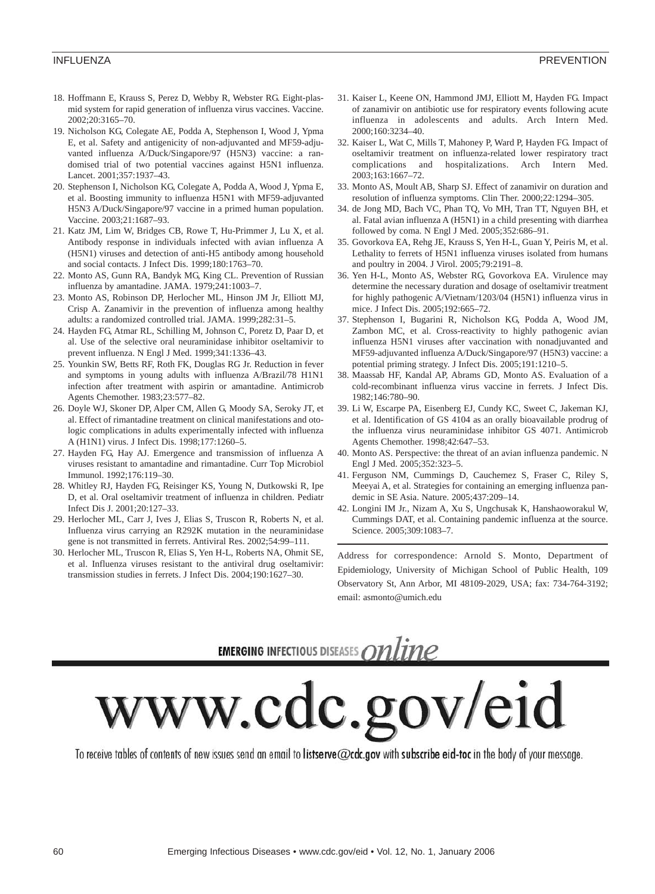18. Hoffmann E, Krauss S, Perez D, Webby R, Webster RG. Eight-plasmid system for rapid generation of influenza virus vaccines. Vaccine. 2002;20:3165–70.
19. Nicholson KG, Colegate AE, Podda A, Stephenson I, Wood J, Ypma E, et al. Safety and antigenicity of non-adjuvanted and MF59-adjuvanted influenza A/Duck/Singapore/97 (H5N3) vaccine: a randomised trial of two potential vaccines against H5N1 influenza. Lancet. 2001;357:1937–43.
20. Stephenson I, Nicholson KG, Colegate A, Podda A, Wood J, Ypma E, et al. Boosting immunity to influenza H5N1 with MF59-adjuvanted H5N3 A/Duck/Singapore/97 vaccine in a primed human population. Vaccine. 2003;21:1687–93.
21. Katz JM, Lim W, Bridges CB, Rowe T, Hu-Primmer J, Lu X, et al. Antibody response in individuals infected with avian influenza A (H5N1) viruses and detection of anti-H5 antibody among household and social contacts. J Infect Dis. 1999;180:1763–70.
22. Monto AS, Gunn RA, Bandyk MG, King CL. Prevention of Russian influenza by amantadine. JAMA. 1979;241:1003–7.
23. Monto AS, Robinson DP, Herlocher ML, Hinson JM Jr, Elliott MJ, Crisp A. Zanamivir in the prevention of influenza among healthy adults: a randomized controlled trial. JAMA. 1999;282:31–5.
24. Hayden FG, Atmar RL, Schilling M, Johnson C, Poretz D, Paar D, et al. Use of the selective oral neuraminidase inhibitor oseltamivir to prevent influenza. N Engl J Med. 1999;341:1336–43.
25. Younkin SW, Betts RF, Roth FK, Douglas RG Jr. Reduction in fever and symptoms in young adults with influenza A/Brazil/78 H1N1 infection after treatment with aspirin or amantadine. Antimicrob Agents Chemother. 1983;23:577–82.
26. Doyle WJ, Skoner DP, Alper CM, Allen G, Moody SA, Seroky JT, et al. Effect of rimantadine treatment on clinical manifestations and otologic complications in adults experimentally infected with influenza A (H1N1) virus. J Infect Dis. 1998;177:1260–5.
27. Hayden FG, Hay AJ. Emergence and transmission of influenza A viruses resistant to amantadine and rimantadine. Curr Top Microbiol Immunol. 1992;176:119–30.
28. Whitley RJ, Hayden FG, Reisinger KS, Young N, Dutkowski R, Ipe D, et al. Oral oseltamivir treatment of influenza in children. Pediatr Infect Dis J. 2001;20:127–33.
29. Herlocher ML, Carr J, Ives J, Elias S, Truscon R, Roberts N, et al. Influenza virus carrying an R292K mutation in the neuraminidase gene is not transmitted in ferrets. Antiviral Res. 2002;54:99–111.
30. Herlocher ML, Truscon R, Elias S, Yen H-L, Roberts NA, Ohmit SE, et al. Influenza viruses resistant to the antiviral drug oseltamivir: transmission studies in ferrets. J Infect Dis. 2004;190:1627–30.
31. Kaiser L, Keene ON, Hammond JMJ, Elliott M, Hayden FG. Impact of zanamivir on antibiotic use for respiratory events following acute influenza in adolescents and adults. Arch Intern Med. 2000;160:3234–40.
32. Kaiser L, Wat C, Mills T, Mahoney P, Ward P, Hayden FG. Impact of oseltamivir treatment on influenza-related lower respiratory tract complications and hospitalizations. Arch Intern Med. 2003;163:1667–72.
33. Monto AS, Moult AB, Sharp SJ. Effect of zanamivir on duration and resolution of influenza symptoms. Clin Ther. 2000;22:1294–305.
34. de Jong MD, Bach VC, Phan TQ, Vo MH, Tran TT, Nguyen BH, et al. Fatal avian influenza A (H5N1) in a child presenting with diarrhea followed by coma. N Engl J Med. 2005;352:686–91.
35. Govorkova EA, Rehg JE, Krauss S, Yen H-L, Guan Y, Peiris M, et al. Lethality to ferrets of H5N1 influenza viruses isolated from humans and poultry in 2004. J Virol. 2005;79:2191–8.
36. Yen H-L, Monto AS, Webster RG, Govorkova EA. Virulence may determine the necessary duration and dosage of oseltamivir treatment for highly pathogenic A/Vietnam/1203/04 (H5N1) influenza virus in mice. J Infect Dis. 2005;192:665–72.
37. Stephenson I, Bugarini R, Nicholson KG, Podda A, Wood JM, Zambon MC, et al. Cross-reactivity to highly pathogenic avian influenza H5N1 viruses after vaccination with nonadjuvanted and MF59-adjuvanted influenza A/Duck/Singapore/97 (H5N3) vaccine: a potential priming strategy. J Infect Dis. 2005;191:1210–5.
38. Maassab HF, Kandal AP, Abrams GD, Monto AS. Evaluation of a cold-recombinant influenza virus vaccine in ferrets. J Infect Dis. 1982;146:780–90.
39. Li W, Escarpe PA, Eisenberg EJ, Cundy KC, Sweet C, Jakeman KJ, et al. Identification of GS 4104 as an orally bioavailable prodrug of the influenza virus neuraminidase inhibitor GS 4071. Antimicrob Agents Chemother. 1998;42:647–53.
40. Monto AS. Perspective: the threat of an avian influenza pandemic. N Engl J Med. 2005;352:323–5.
41. Ferguson NM, Cummings D, Cauchemez S, Fraser C, Riley S, Meeyai A, et al. Strategies for containing an emerging influenza pandemic in SE Asia. Nature. 2005;437:209–14.
42. Longini IM Jr., Nizam A, Xu S, Ungchusak K, Hanshaoworakul W, Cummings DAT, et al. Containing pandemic influenza at the source. Science. 2005;309:1083–7.

Address for correspondence: Arnold S. Monto, Department of Epidemiology, University of Michigan School of Public Health, 109 Observatory St, Ann Arbor, MI 48109-2029, USA; fax: 734-764-3192; email: asmonto@umich.edu

EMERGING INFECTIOUS DISEASES *online*

# www.cdc.gov/eid

To receive tables of contents of new issues send an email to **listserve@cdc.gov** with **subscribe eid-toc** in the body of your message.